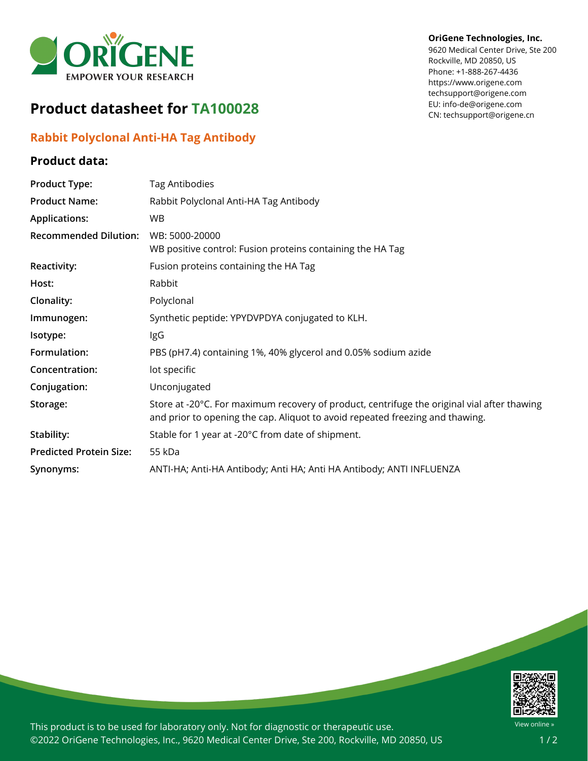OriGene Technologies, Inc.
9620 Medical Center Drive, Ste 200
Rockville, MD 20850, US
Phone: +1-888-267-4436
https://www.origene.com
techsupport@origene.com
EU: info-de@origene.com
CN: techsupport@origene.cn

# Product datasheet for TA100028

## Rabbit Polyclonal Anti-HA Tag Antibody

### Product data:

| | |
|---|---|
| **Product Type:** | Tag Antibodies |
| **Product Name:** | Rabbit Polyclonal Anti-HA Tag Antibody |
| **Applications:** | WB |
| **Recommended Dilution:** | WB: 5000-20000<br>WB positive control: Fusion proteins containing the HA Tag |
| **Reactivity:** | Fusion proteins containing the HA Tag |
| **Host:** | Rabbit |
| **Clonality:** | Polyclonal |
| **Immunogen:** | Synthetic peptide: YPYDVPDYA conjugated to KLH. |
| **Isotype:** | IgG |
| **Formulation:** | PBS (pH7.4) containing 1%, 40% glycerol and 0.05% sodium azide |
| **Concentration:** | lot specific |
| **Conjugation:** | Unconjugated |
| **Storage:** | Store at -20°C. For maximum recovery of product, centrifuge the original vial after thawing and prior to opening the cap. Aliquot to avoid repeated freezing and thawing. |
| **Stability:** | Stable for 1 year at -20°C from date of shipment. |
| **Predicted Protein Size:** | 55 kDa |
| **Synonyms:** | ANTI-HA; Anti-HA Antibody; Anti HA; Anti HA Antibody; ANTI INFLUENZA |

This product is to be used for laboratory only. Not for diagnostic or therapeutic use.
©2022 OriGene Technologies, Inc., 9620 Medical Center Drive, Ste 200, Rockville, MD 20850, US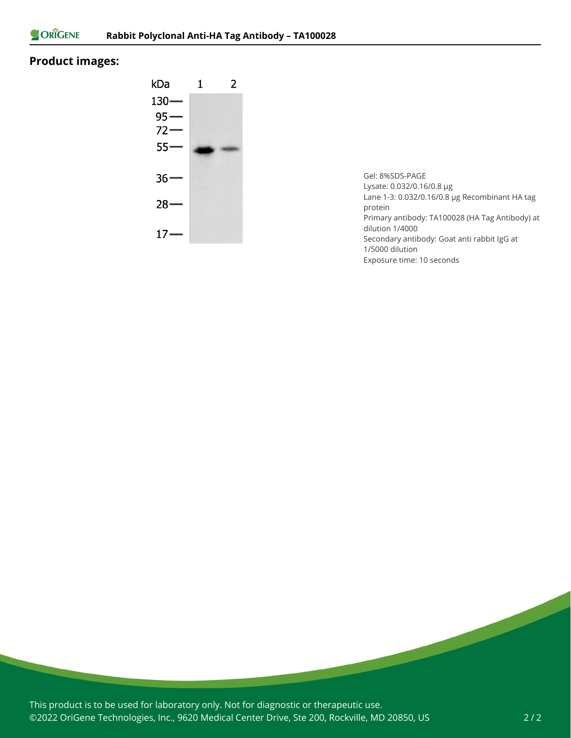## Product images:

kDa 1 2

130—
95—
72—
55—
36—
28—
17—

Gel: 8%SDS-PAGE
Lysate: 0.032/0.16/0.8 μg
Lane 1-3: 0.032/0.16/0.8 μg Recombinant HA tag protein
Primary antibody: TA100028 (HA Tag Antibody) at dilution 1/4000
Secondary antibody: Goat anti rabbit IgG at 1/5000 dilution
Exposure time: 10 seconds

This product is to be used for laboratory only. Not for diagnostic or therapeutic use.
©2022 OriGene Technologies, Inc., 9620 Medical Center Drive, Ste 200, Rockville, MD 20850, US